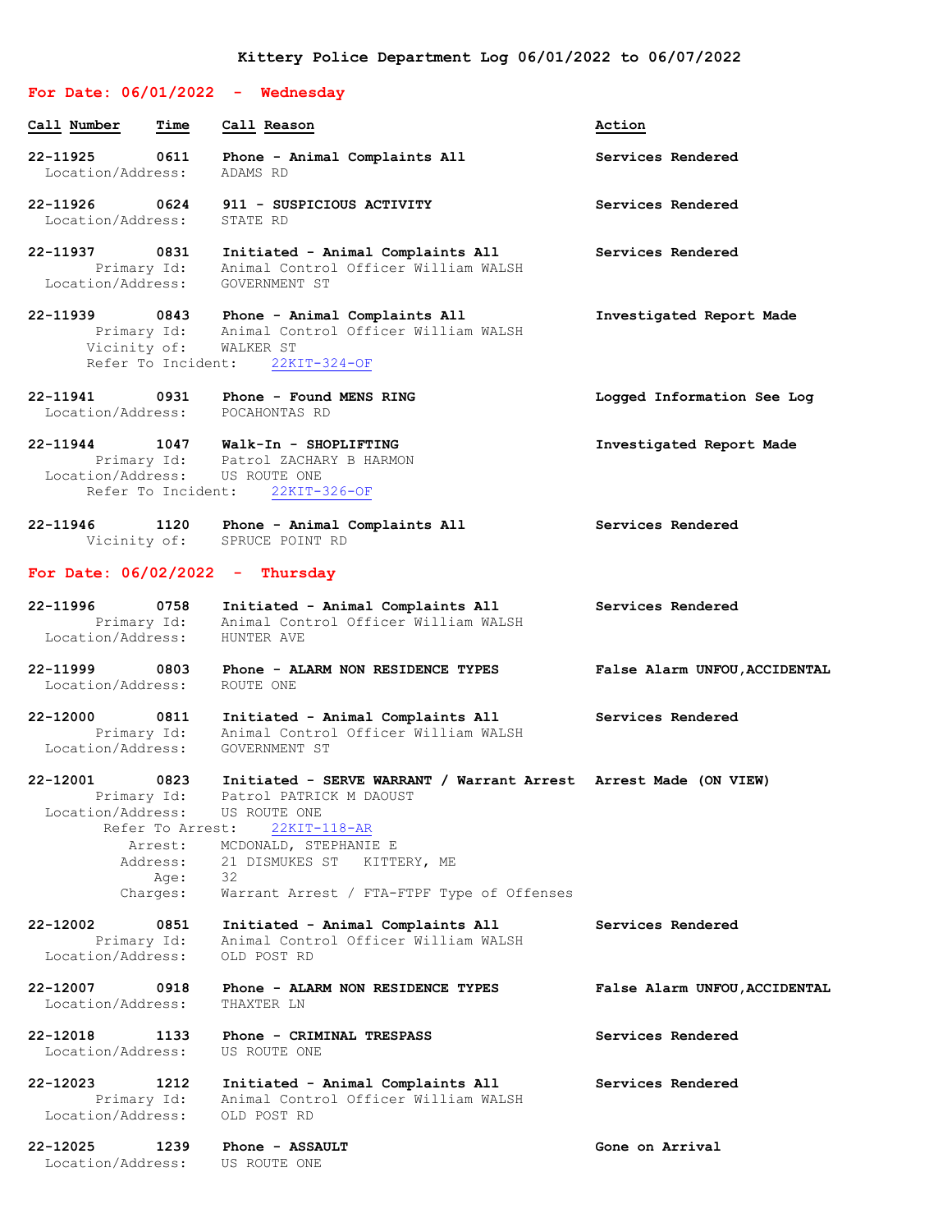# Kittery Police Department Log 06/01/2022 to 06/07/2022

## For Date: 06/01/2022 - Wednesday

| Call Number | Time | Call Reason | Action |
|---|---|---|---|
| **22-11925** | **0611** | **Phone - Animal Complaints All** | **Services Rendered** |
| Location/Address: | | ADAMS RD | |
| **22-11926** | **0624** | **911 - SUSPICIOUS ACTIVITY** | **Services Rendered** |
| Location/Address: | | STATE RD | |
| **22-11937** | **0831** | **Initiated - Animal Complaints All** | **Services Rendered** |
| Primary Id: | | Animal Control Officer William WALSH | |
| Location/Address: | | GOVERNMENT ST | |
| **22-11939** | **0843** | **Phone - Animal Complaints All** | **Investigated Report Made** |
| Primary Id: | | Animal Control Officer William WALSH | |
| Vicinity of: | | WALKER ST | |
| Refer To Incident: | | 22KIT-324-OF | |
| **22-11941** | **0931** | **Phone - Found MENS RING** | **Logged Information See Log** |
| Location/Address: | | POCAHONTAS RD | |
| **22-11944** | **1047** | **Walk-In - SHOPLIFTING** | **Investigated Report Made** |
| Primary Id: | | Patrol ZACHARY B HARMON | |
| Location/Address: | | US ROUTE ONE | |
| Refer To Incident: | | 22KIT-326-OF | |
| **22-11946** | **1120** | **Phone - Animal Complaints All** | **Services Rendered** |
| Vicinity of: | | SPRUCE POINT RD | |

## For Date: 06/02/2022 - Thursday

| Call Number | Time | Call Reason | Action |
|---|---|---|---|
| **22-11996** | **0758** | **Initiated - Animal Complaints All** | **Services Rendered** |
| Primary Id: | | Animal Control Officer William WALSH | |
| Location/Address: | | HUNTER AVE | |
| **22-11999** | **0803** | **Phone - ALARM NON RESIDENCE TYPES** | **False Alarm UNFOU,ACCIDENTAL** |
| Location/Address: | | ROUTE ONE | |
| **22-12000** | **0811** | **Initiated - Animal Complaints All** | **Services Rendered** |
| Primary Id: | | Animal Control Officer William WALSH | |
| Location/Address: | | GOVERNMENT ST | |
| **22-12001** | **0823** | **Initiated - SERVE WARRANT / Warrant Arrest** | **Arrest Made (ON VIEW)** |
| Primary Id: | | Patrol PATRICK M DAOUST | |
| Location/Address: | | US ROUTE ONE | |
| Refer To Arrest: | | 22KIT-118-AR | |
| Arrest: | | MCDONALD, STEPHANIE E | |
| Address: | | 21 DISMUKES ST KITTERY, ME | |
| Age: | | 32 | |
| Charges: | | Warrant Arrest / FTA-FTPF Type of Offenses | |
| **22-12002** | **0851** | **Initiated - Animal Complaints All** | **Services Rendered** |
| Primary Id: | | Animal Control Officer William WALSH | |
| Location/Address: | | OLD POST RD | |
| **22-12007** | **0918** | **Phone - ALARM NON RESIDENCE TYPES** | **False Alarm UNFOU,ACCIDENTAL** |
| Location/Address: | | THAXTER LN | |
| **22-12018** | **1133** | **Phone - CRIMINAL TRESPASS** | **Services Rendered** |
| Location/Address: | | US ROUTE ONE | |
| **22-12023** | **1212** | **Initiated - Animal Complaints All** | **Services Rendered** |
| Primary Id: | | Animal Control Officer William WALSH | |
| Location/Address: | | OLD POST RD | |
| **22-12025** | **1239** | **Phone - ASSAULT** | **Gone on Arrival** |
| Location/Address: | | US ROUTE ONE | |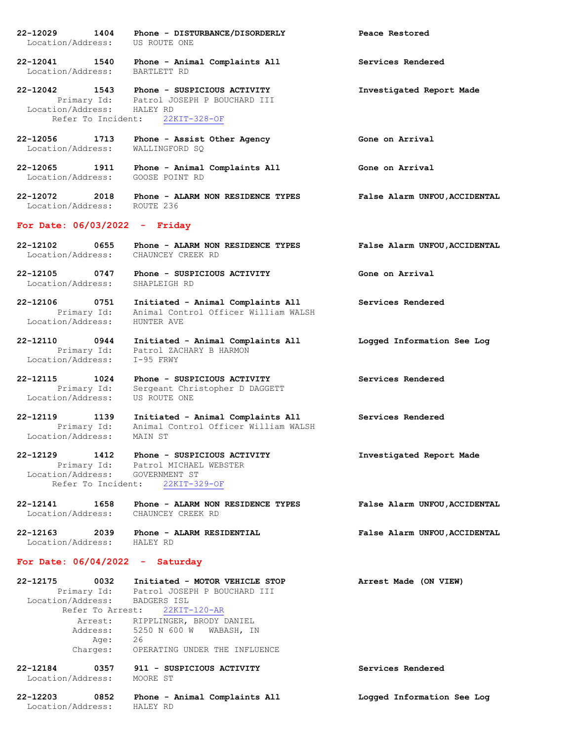**22-12029 1404 Phone - DISTURBANCE/DISORDERLY** **Peace Restored**
Location/Address: US ROUTE ONE

**22-12041 1540 Phone - Animal Complaints All** **Services Rendered**
Location/Address: BARTLETT RD

**22-12042 1543 Phone - SUSPICIOUS ACTIVITY** **Investigated Report Made**
Primary Id: Patrol JOSEPH P BOUCHARD III
Location/Address: HALEY RD
Refer To Incident: 22KIT-328-OF

**22-12056 1713 Phone - Assist Other Agency** **Gone on Arrival**
Location/Address: WALLINGFORD SQ

**22-12065 1911 Phone - Animal Complaints All** **Gone on Arrival**
Location/Address: GOOSE POINT RD

**22-12072 2018 Phone - ALARM NON RESIDENCE TYPES** **False Alarm UNFOU,ACCIDENTAL**
Location/Address: ROUTE 236

## For Date: 06/03/2022 - Friday

**22-12102 0655 Phone - ALARM NON RESIDENCE TYPES** **False Alarm UNFOU,ACCIDENTAL**
Location/Address: CHAUNCEY CREEK RD

**22-12105 0747 Phone - SUSPICIOUS ACTIVITY** **Gone on Arrival**
Location/Address: SHAPLEIGH RD

**22-12106 0751 Initiated - Animal Complaints All** **Services Rendered**
Primary Id: Animal Control Officer William WALSH
Location/Address: HUNTER AVE

**22-12110 0944 Initiated - Animal Complaints All** **Logged Information See Log**
Primary Id: Patrol ZACHARY B HARMON
Location/Address: I-95 FRWY

**22-12115 1024 Phone - SUSPICIOUS ACTIVITY** **Services Rendered**
Primary Id: Sergeant Christopher D DAGGETT
Location/Address: US ROUTE ONE

**22-12119 1139 Initiated - Animal Complaints All** **Services Rendered**
Primary Id: Animal Control Officer William WALSH
Location/Address: MAIN ST

**22-12129 1412 Phone - SUSPICIOUS ACTIVITY** **Investigated Report Made**
Primary Id: Patrol MICHAEL WEBSTER
Location/Address: GOVERNMENT ST
Refer To Incident: 22KIT-329-OF

**22-12141 1658 Phone - ALARM NON RESIDENCE TYPES** **False Alarm UNFOU,ACCIDENTAL**
Location/Address: CHAUNCEY CREEK RD

**22-12163 2039 Phone - ALARM RESIDENTIAL** **False Alarm UNFOU,ACCIDENTAL**
Location/Address: HALEY RD

## For Date: 06/04/2022 - Saturday

**22-12175 0032 Initiated - MOTOR VEHICLE STOP** **Arrest Made (ON VIEW)**
Primary Id: Patrol JOSEPH P BOUCHARD III
Location/Address: BADGERS ISL
Refer To Arrest: 22KIT-120-AR
Arrest: RIPPLINGER, BRODY DANIEL
Address: 5250 N 600 W WABASH, IN
Age: 26
Charges: OPERATING UNDER THE INFLUENCE

**22-12184 0357 911 - SUSPICIOUS ACTIVITY** **Services Rendered**
Location/Address: MOORE ST

**22-12203 0852 Phone - Animal Complaints All** **Logged Information See Log**
Location/Address: HALEY RD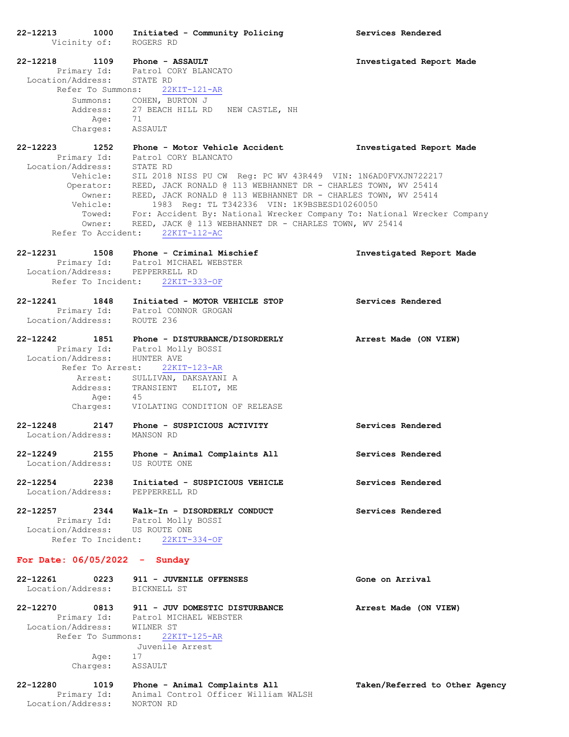**22-12213 1000 Initiated - Community Policing** — **Services Rendered**
Vicinity of: ROGERS RD

**22-12218 1109 Phone - ASSAULT** — **Investigated Report Made**
Primary Id: Patrol CORY BLANCATO
Location/Address: STATE RD
Refer To Summons: 22KIT-121-AR
Summons: COHEN, BURTON J
Address: 27 BEACH HILL RD NEW CASTLE, NH
Age: 71
Charges: ASSAULT

**22-12223 1252 Phone - Motor Vehicle Accident** — **Investigated Report Made**
Primary Id: Patrol CORY BLANCATO
Location/Address: STATE RD
Vehicle: SIL 2018 NISS PU CW Reg: PC WV 43R449 VIN: 1N6AD0FVXJN722217
Operator: REED, JACK RONALD @ 113 WEBHANNET DR - CHARLES TOWN, WV 25414
Owner: REED, JACK RONALD @ 113 WEBHANNET DR - CHARLES TOWN, WV 25414
Vehicle: 1983 Reg: TL T342336 VIN: 1K9BSBESD10260050
Towed: For: Accident By: National Wrecker Company To: National Wrecker Company
Owner: REED, JACK @ 113 WEBHANNET DR - CHARLES TOWN, WV 25414
Refer To Accident: 22KIT-112-AC

**22-12231 1508 Phone - Criminal Mischief** — **Investigated Report Made**
Primary Id: Patrol MICHAEL WEBSTER
Location/Address: PEPPERRELL RD
Refer To Incident: 22KIT-333-OF

**22-12241 1848 Initiated - MOTOR VEHICLE STOP** — **Services Rendered**
Primary Id: Patrol CONNOR GROGAN
Location/Address: ROUTE 236

**22-12242 1851 Phone - DISTURBANCE/DISORDERLY** — **Arrest Made (ON VIEW)**
Primary Id: Patrol Molly BOSSI
Location/Address: HUNTER AVE
Refer To Arrest: 22KIT-123-AR
Arrest: SULLIVAN, DAKSAYANI A
Address: TRANSIENT ELIOT, ME
Age: 45
Charges: VIOLATING CONDITION OF RELEASE

**22-12248 2147 Phone - SUSPICIOUS ACTIVITY** — **Services Rendered**
Location/Address: MANSON RD

**22-12249 2155 Phone - Animal Complaints All** — **Services Rendered**
Location/Address: US ROUTE ONE

**22-12254 2238 Initiated - SUSPICIOUS VEHICLE** — **Services Rendered**
Location/Address: PEPPERRELL RD

**22-12257 2344 Walk-In - DISORDERLY CONDUCT** — **Services Rendered**
Primary Id: Patrol Molly BOSSI
Location/Address: US ROUTE ONE
Refer To Incident: 22KIT-334-OF

## For Date: 06/05/2022 - Sunday

**22-12261 0223 911 - JUVENILE OFFENSES** — **Gone on Arrival**
Location/Address: BICKNELL ST

**22-12270 0813 911 - JUV DOMESTIC DISTURBANCE** — **Arrest Made (ON VIEW)**
Primary Id: Patrol MICHAEL WEBSTER
Location/Address: WILNER ST
Refer To Summons: 22KIT-125-AR
Juvenile Arrest
Age: 17
Charges: ASSAULT

**22-12280 1019 Phone - Animal Complaints All** — **Taken/Referred to Other Agency**
Primary Id: Animal Control Officer William WALSH
Location/Address: NORTON RD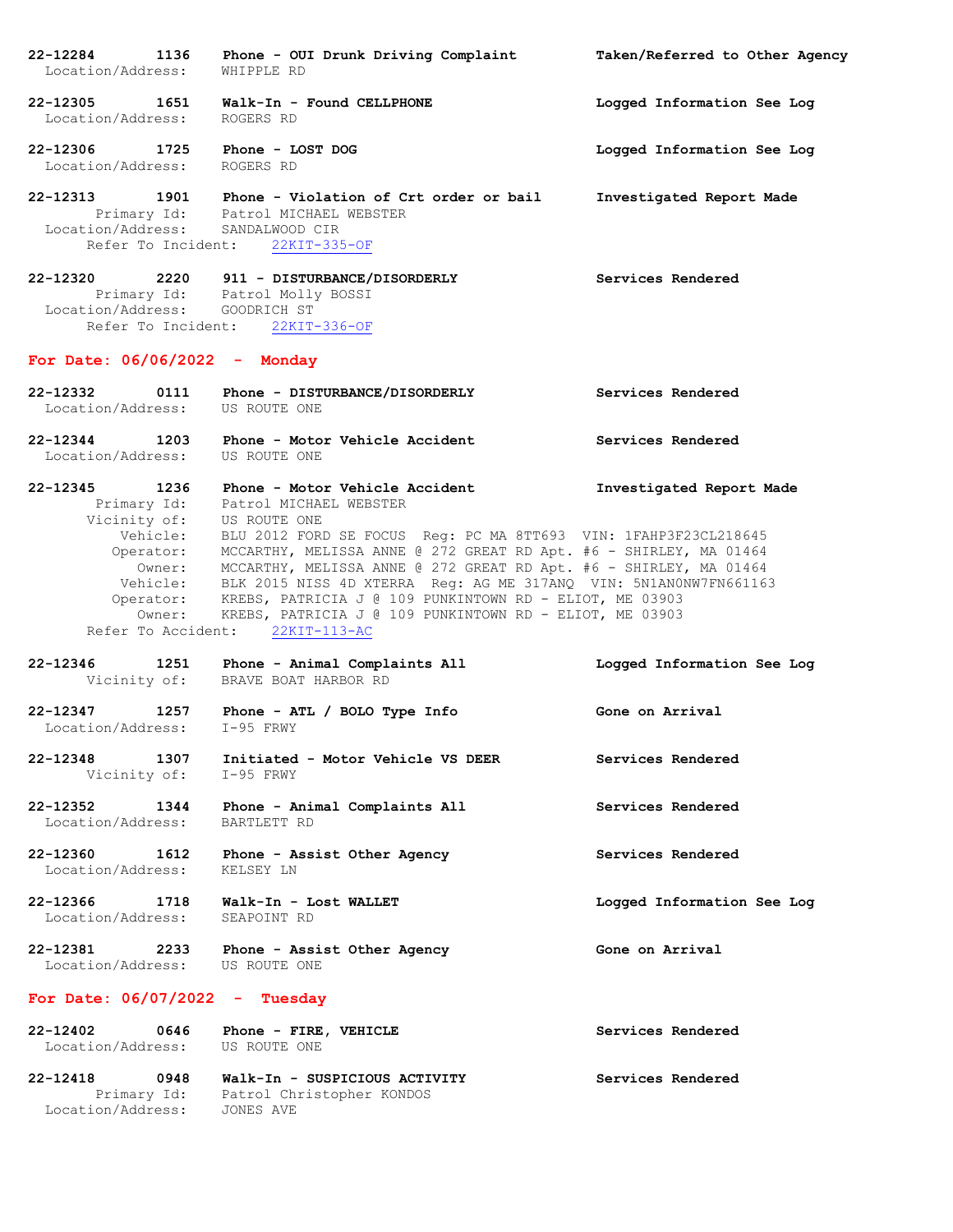**22-12284 1136 Phone - OUI Drunk Driving Complaint Taken/Referred to Other Agency**
Location/Address: WHIPPLE RD

**22-12305 1651 Walk-In - Found CELLPHONE Logged Information See Log**
Location/Address: ROGERS RD

**22-12306 1725 Phone - LOST DOG Logged Information See Log**
Location/Address: ROGERS RD

**22-12313 1901 Phone - Violation of Crt order or bail Investigated Report Made**
Primary Id: Patrol MICHAEL WEBSTER
Location/Address: SANDALWOOD CIR
Refer To Incident: 22KIT-335-OF

**22-12320 2220 911 - DISTURBANCE/DISORDERLY Services Rendered**
Primary Id: Patrol Molly BOSSI
Location/Address: GOODRICH ST
Refer To Incident: 22KIT-336-OF

## For Date: 06/06/2022 - Monday

**22-12332 0111 Phone - DISTURBANCE/DISORDERLY Services Rendered**
Location/Address: US ROUTE ONE

**22-12344 1203 Phone - Motor Vehicle Accident Services Rendered**
Location/Address: US ROUTE ONE

**22-12345 1236 Phone - Motor Vehicle Accident Investigated Report Made**
Primary Id: Patrol MICHAEL WEBSTER
Vicinity of: US ROUTE ONE
Vehicle: BLU 2012 FORD SE FOCUS Reg: PC MA 8TT693 VIN: 1FAHP3F23CL218645
Operator: MCCARTHY, MELISSA ANNE @ 272 GREAT RD Apt. #6 - SHIRLEY, MA 01464
Owner: MCCARTHY, MELISSA ANNE @ 272 GREAT RD Apt. #6 - SHIRLEY, MA 01464
Vehicle: BLK 2015 NISS 4D XTERRA Reg: AG ME 317ANQ VIN: 5N1AN0NW7FN661163
Operator: KREBS, PATRICIA J @ 109 PUNKINTOWN RD - ELIOT, ME 03903
Owner: KREBS, PATRICIA J @ 109 PUNKINTOWN RD - ELIOT, ME 03903
Refer To Accident: 22KIT-113-AC

**22-12346 1251 Phone - Animal Complaints All Logged Information See Log**
Vicinity of: BRAVE BOAT HARBOR RD

**22-12347 1257 Phone - ATL / BOLO Type Info Gone on Arrival**
Location/Address: I-95 FRWY

**22-12348 1307 Initiated - Motor Vehicle VS DEER Services Rendered**
Vicinity of: I-95 FRWY

**22-12352 1344 Phone - Animal Complaints All Services Rendered**
Location/Address: BARTLETT RD

**22-12360 1612 Phone - Assist Other Agency Services Rendered**
Location/Address: KELSEY LN

**22-12366 1718 Walk-In - Lost WALLET Logged Information See Log**
Location/Address: SEAPOINT RD

**22-12381 2233 Phone - Assist Other Agency Gone on Arrival**
Location/Address: US ROUTE ONE

## For Date: 06/07/2022 - Tuesday

**22-12402 0646 Phone - FIRE, VEHICLE Services Rendered**
Location/Address: US ROUTE ONE

**22-12418 0948 Walk-In - SUSPICIOUS ACTIVITY Services Rendered**
Primary Id: Patrol Christopher KONDOS
Location/Address: JONES AVE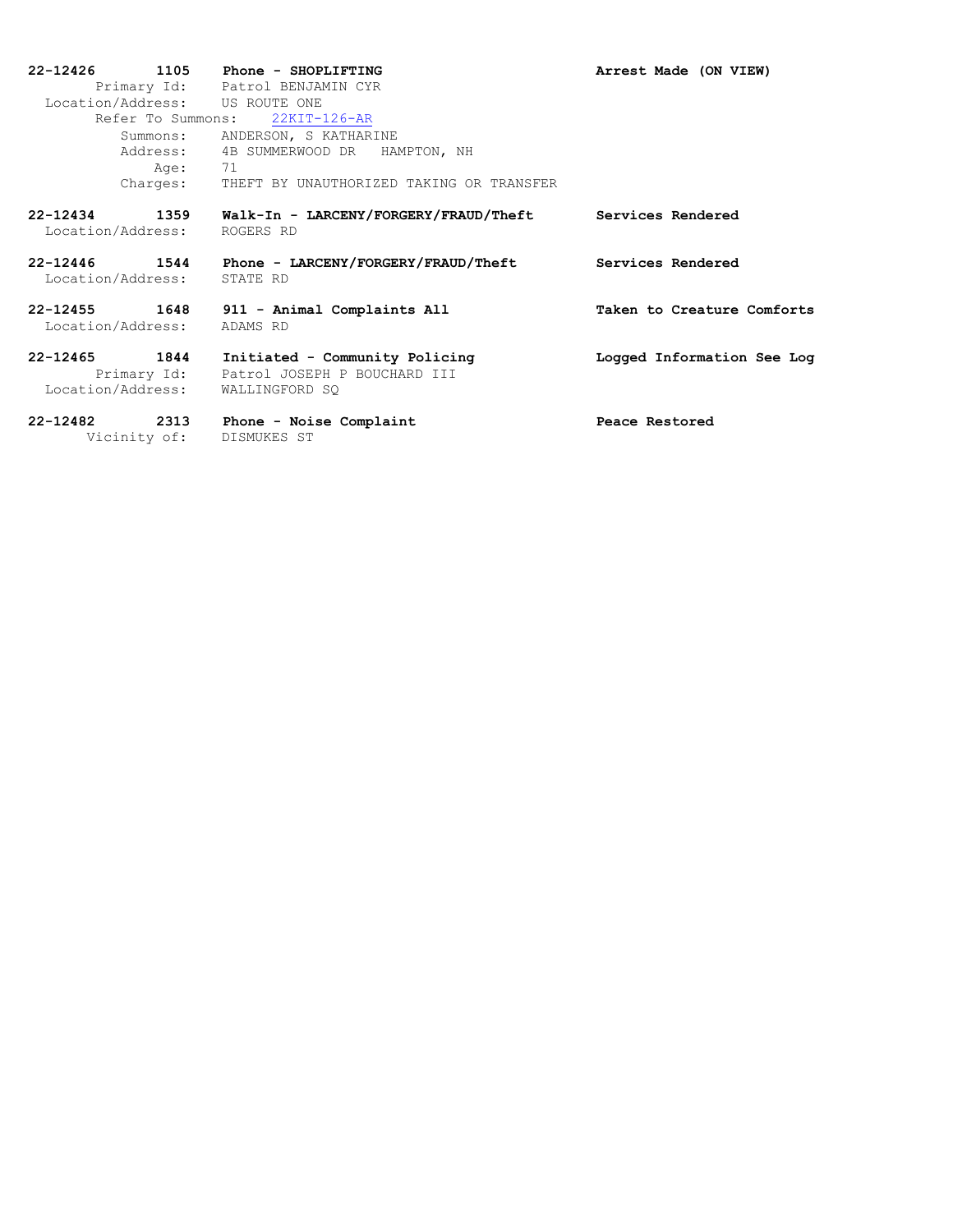**22-12426 1105 Phone - SHOPLIFTING** **Arrest Made (ON VIEW)**

Primary Id: Patrol BENJAMIN CYR
Location/Address: US ROUTE ONE
Refer To Summons: 22KIT-126-AR
Summons: ANDERSON, S KATHARINE
Address: 4B SUMMERWOOD DR HAMPTON, NH
Age: 71
Charges: THEFT BY UNAUTHORIZED TAKING OR TRANSFER

**22-12434 1359 Walk-In - LARCENY/FORGERY/FRAUD/Theft** **Services Rendered**

Location/Address: ROGERS RD

**22-12446 1544 Phone - LARCENY/FORGERY/FRAUD/Theft** **Services Rendered**

Location/Address: STATE RD

**22-12455 1648 911 - Animal Complaints All** **Taken to Creature Comforts**

Location/Address: ADAMS RD

**22-12465 1844 Initiated - Community Policing** **Logged Information See Log**

Primary Id: Patrol JOSEPH P BOUCHARD III
Location/Address: WALLINGFORD SQ

**22-12482 2313 Phone - Noise Complaint** **Peace Restored**

Vicinity of: DISMUKES ST